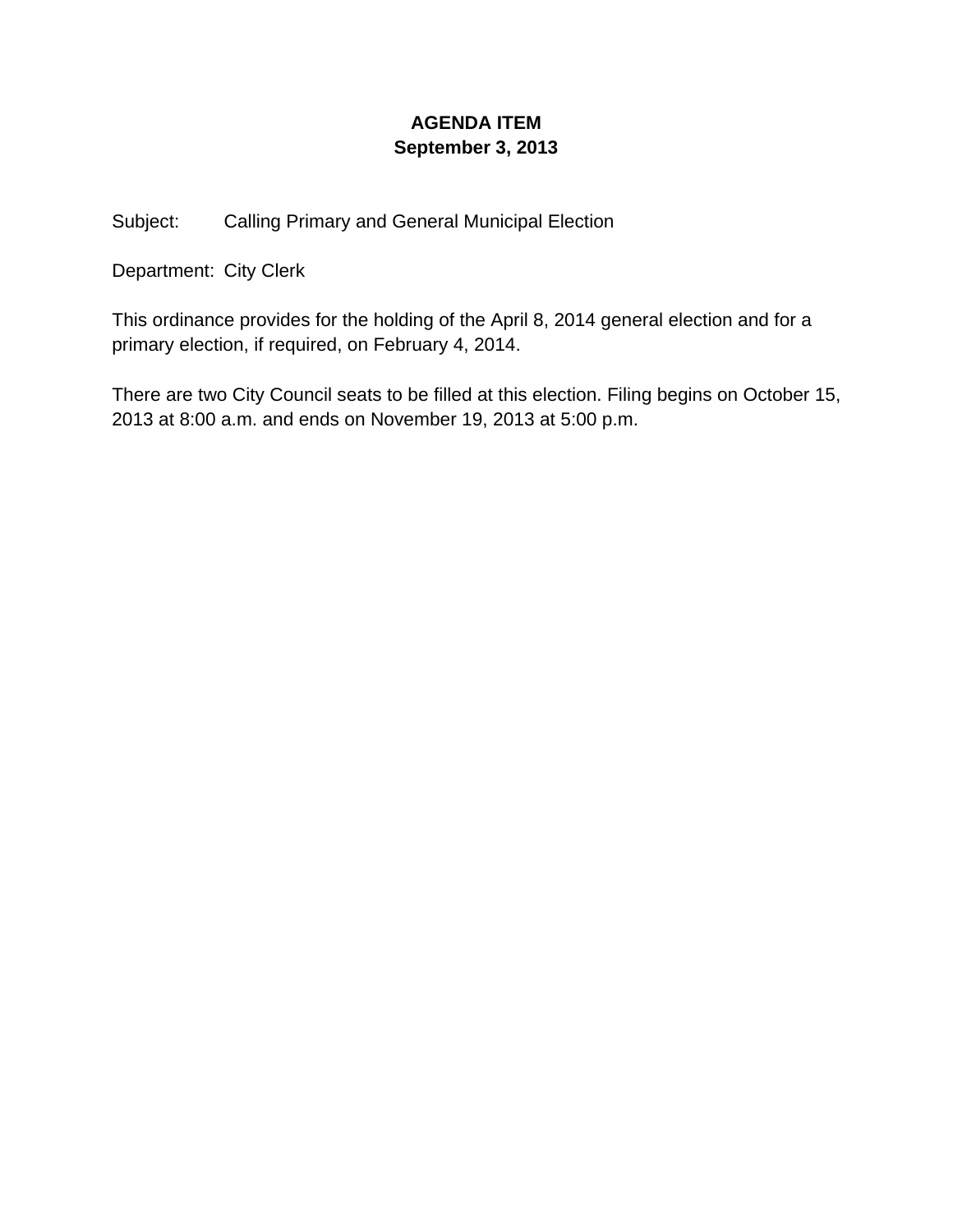**AGENDA ITEM**
**September 3, 2013**

Subject: Calling Primary and General Municipal Election

Department: City Clerk

This ordinance provides for the holding of the April 8, 2014 general election and for a primary election, if required, on February 4, 2014.

There are two City Council seats to be filled at this election. Filing begins on October 15, 2013 at 8:00 a.m. and ends on November 19, 2013 at 5:00 p.m.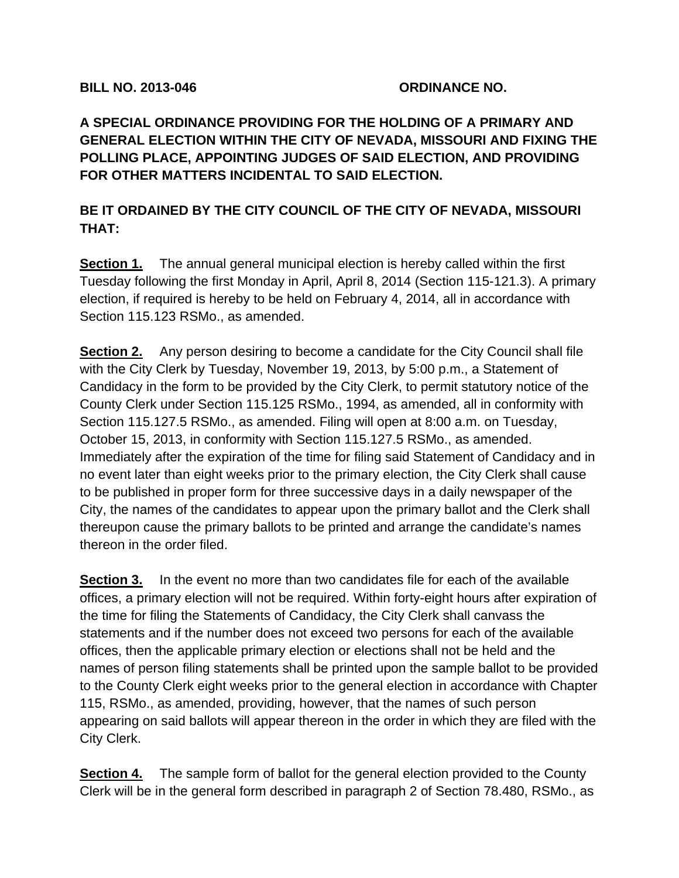**BILL NO. 2013-046 ORDINANCE NO.**

**A SPECIAL ORDINANCE PROVIDING FOR THE HOLDING OF A PRIMARY AND GENERAL ELECTION WITHIN THE CITY OF NEVADA, MISSOURI AND FIXING THE POLLING PLACE, APPOINTING JUDGES OF SAID ELECTION, AND PROVIDING FOR OTHER MATTERS INCIDENTAL TO SAID ELECTION.**

**BE IT ORDAINED BY THE CITY COUNCIL OF THE CITY OF NEVADA, MISSOURI THAT:**

**Section 1.** The annual general municipal election is hereby called within the first Tuesday following the first Monday in April, April 8, 2014 (Section 115-121.3). A primary election, if required is hereby to be held on February 4, 2014, all in accordance with Section 115.123 RSMo., as amended.

**Section 2.** Any person desiring to become a candidate for the City Council shall file with the City Clerk by Tuesday, November 19, 2013, by 5:00 p.m., a Statement of Candidacy in the form to be provided by the City Clerk, to permit statutory notice of the County Clerk under Section 115.125 RSMo., 1994, as amended, all in conformity with Section 115.127.5 RSMo., as amended. Filing will open at 8:00 a.m. on Tuesday, October 15, 2013, in conformity with Section 115.127.5 RSMo., as amended. Immediately after the expiration of the time for filing said Statement of Candidacy and in no event later than eight weeks prior to the primary election, the City Clerk shall cause to be published in proper form for three successive days in a daily newspaper of the City, the names of the candidates to appear upon the primary ballot and the Clerk shall thereupon cause the primary ballots to be printed and arrange the candidate's names thereon in the order filed.

**Section 3.** In the event no more than two candidates file for each of the available offices, a primary election will not be required. Within forty-eight hours after expiration of the time for filing the Statements of Candidacy, the City Clerk shall canvass the statements and if the number does not exceed two persons for each of the available offices, then the applicable primary election or elections shall not be held and the names of person filing statements shall be printed upon the sample ballot to be provided to the County Clerk eight weeks prior to the general election in accordance with Chapter 115, RSMo., as amended, providing, however, that the names of such person appearing on said ballots will appear thereon in the order in which they are filed with the City Clerk.

**Section 4.** The sample form of ballot for the general election provided to the County Clerk will be in the general form described in paragraph 2 of Section 78.480, RSMo., as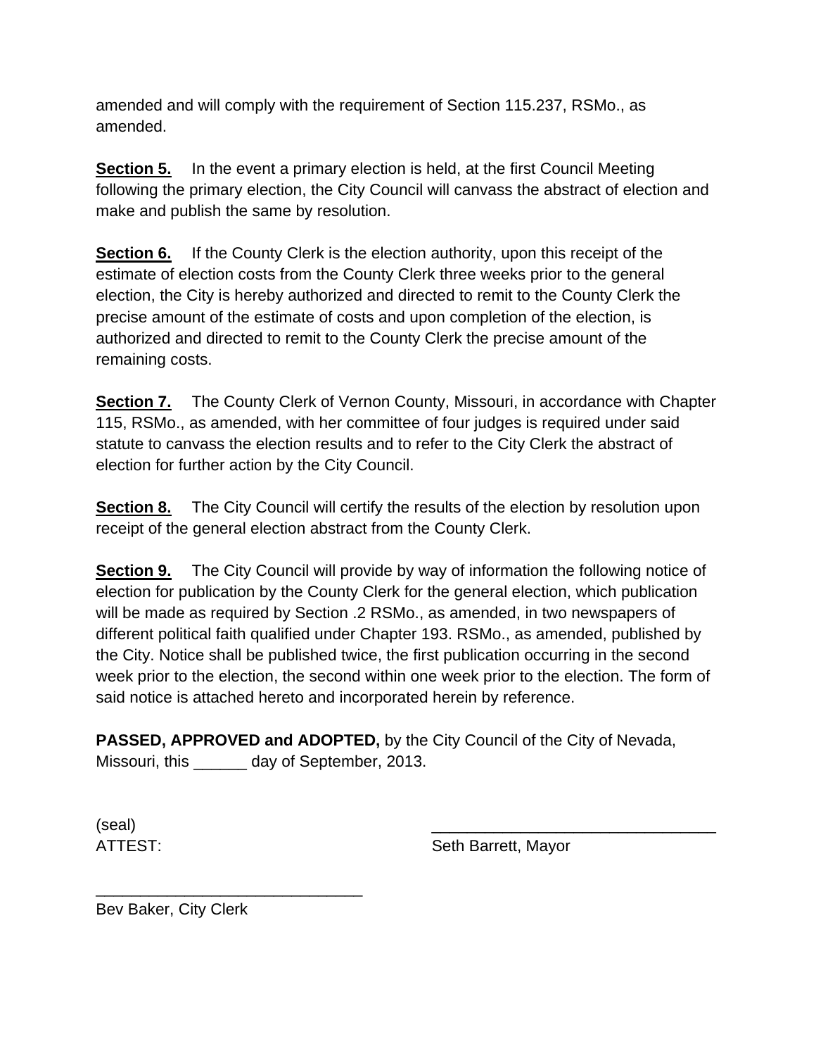amended and will comply with the requirement of Section 115.237, RSMo., as amended.

**Section 5.** In the event a primary election is held, at the first Council Meeting following the primary election, the City Council will canvass the abstract of election and make and publish the same by resolution.

**Section 6.** If the County Clerk is the election authority, upon this receipt of the estimate of election costs from the County Clerk three weeks prior to the general election, the City is hereby authorized and directed to remit to the County Clerk the precise amount of the estimate of costs and upon completion of the election, is authorized and directed to remit to the County Clerk the precise amount of the remaining costs.

**Section 7.** The County Clerk of Vernon County, Missouri, in accordance with Chapter 115, RSMo., as amended, with her committee of four judges is required under said statute to canvass the election results and to refer to the City Clerk the abstract of election for further action by the City Council.

**Section 8.** The City Council will certify the results of the election by resolution upon receipt of the general election abstract from the County Clerk.

**Section 9.** The City Council will provide by way of information the following notice of election for publication by the County Clerk for the general election, which publication will be made as required by Section .2 RSMo., as amended, in two newspapers of different political faith qualified under Chapter 193. RSMo., as amended, published by the City. Notice shall be published twice, the first publication occurring in the second week prior to the election, the second within one week prior to the election. The form of said notice is attached hereto and incorporated herein by reference.

**PASSED, APPROVED and ADOPTED,** by the City Council of the City of Nevada, Missouri, this ______ day of September, 2013.

(seal) _________________________________

ATTEST: Seth Barrett, Mayor

_______________________________

Bev Baker, City Clerk